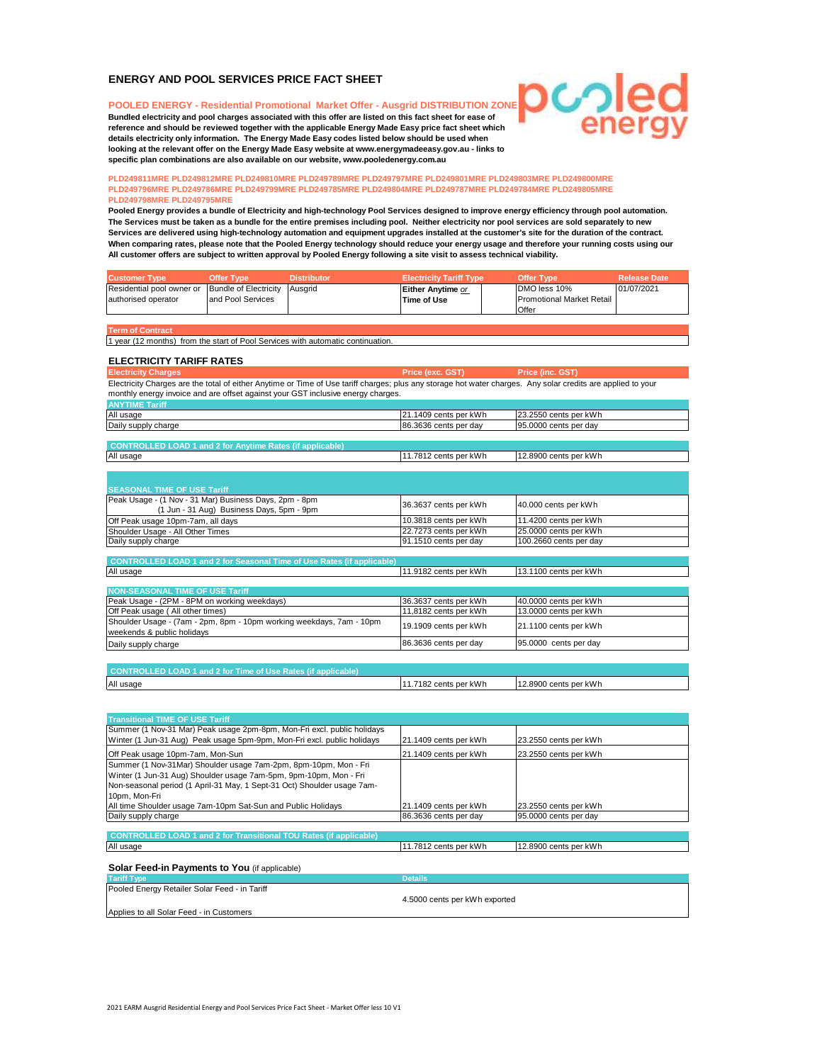## ENERGY AND POOL SERVICES PRICE FACT SHEET

**POOLED ENERGY - Residential Promotional Market Offer - Ausgrid DISTRIBUTION ZONE**

**Bundled electricity and pool charges associated with this offer are listed on this fact sheet for ease of reference and should be reviewed together with the applicable Energy Made Easy price fact sheet which details electricity only information. The Energy Made Easy codes listed below should be used when looking at the relevant offer on the Energy Made Easy website at www.energymadeeasy.gov.au - links to specific plan combinations are also available on our website, www.pooledenergy.com.au**

**PLD249811MRE PLD249812MRE PLD249810MRE PLD249789MRE PLD249797MRE PLD249801MRE PLD249803MRE PLD249800MRE PLD249796MRE PLD249786MRE PLD249799MRE PLD249785MRE PLD249804MRE PLD249787MRE PLD249784MRE PLD249805MRE PLD249798MRE PLD249795MRE**

**Pooled Energy provides a bundle of Electricity and high-technology Pool Services designed to improve energy efficiency through pool automation. The Services must be taken as a bundle for the entire premises including pool. Neither electricity nor pool services are sold separately to new Services are delivered using high-technology automation and equipment upgrades installed at the customer's site for the duration of the contract. When comparing rates, please note that the Pooled Energy technology should reduce your energy usage and therefore your running costs using our All customer offers are subject to written approval by Pooled Energy following a site visit to assess technical viability.**

| Customer Type | Offer Type | Distributor | Electricity Tariff Type | Offer Type | Release Date |
|---|---|---|---|---|---|
| Residential pool owner or authorised operator | Bundle of Electricity and Pool Services | Ausgrid | **Either Anytime** *or* **Time of Use** | DMO less 10% Promotional Market Retail Offer | 01/07/2021 |

| Term of Contract |
|---|
| 1 year (12 months) from the start of Pool Services with automatic continuation. |

### ELECTRICITY TARIFF RATES

| Electricity Charges | Price (exc. GST) | Price (inc. GST) |
|---|---|---|
| Electricity Charges are the total of either Anytime or Time of Use tariff charges; plus any storage hot water charges. Any solar credits are applied to your monthly energy invoice and are offset against your GST inclusive energy charges. | | |
| **ANYTIME Tariff** | | |
| All usage | 21.1409 cents per kWh | 23.2550 cents per kWh |
| Daily supply charge | 86.3636 cents per day | 95.0000 cents per day |

| CONTROLLED LOAD 1 and 2 for Anytime Rates (if applicable) | | |
|---|---|---|
| All usage | 11.7812 cents per kWh | 12.8900 cents per kWh |

| SEASONAL TIME OF USE Tariff | | |
|---|---|---|
| Peak Usage - (1 Nov - 31 Mar) Business Days, 2pm - 8pm (1 Jun - 31 Aug) Business Days, 5pm - 9pm | 36.3637 cents per kWh | 40.000 cents per kWh |
| Off Peak usage 10pm-7am, all days | 10.3818 cents per kWh | 11.4200 cents per kWh |
| Shoulder Usage - All Other Times | 22.7273 cents per kWh | 25.0000 cents per kWh |
| Daily supply charge | 91.1510 cents per day | 100.2660 cents per day |

| CONTROLLED LOAD 1 and 2 for Seasonal Time of Use Rates (if applicable) | | |
|---|---|---|
| All usage | 11.9182 cents per kWh | 13.1100 cents per kWh |

| NON-SEASONAL TIME OF USE Tariff | | |
|---|---|---|
| Peak Usage - (2PM - 8PM on working weekdays) | 36.3637 cents per kWh | 40.0000 cents per kWh |
| Off Peak usage ( All other times) | 11,8182 cents per kWh | 13.0000 cents per kWh |
| Shoulder Usage - (7am - 2pm, 8pm - 10pm working weekdays, 7am - 10pm weekends & public holidays | 19.1909 cents per kWh | 21.1100 cents per kWh |
| Daily supply charge | 86.3636 cents per day | 95.0000 cents per day |

| CONTROLLED LOAD 1 and 2 for Time of Use Rates (if applicable) | | |
|---|---|---|
| All usage | 11.7182 cents per kWh | 12.8900 cents per kWh |

| Transitional TIME OF USE Tariff | | |
|---|---|---|
| Summer (1 Nov-31 Mar) Peak usage 2pm-8pm, Mon-Fri excl. public holidays<br>Winter (1 Jun-31 Aug) Peak usage 5pm-9pm, Mon-Fri excl. public holidays | 21.1409 cents per kWh | 23.2550 cents per kWh |
| Off Peak usage 10pm-7am, Mon-Sun | 21.1409 cents per kWh | 23.2550 cents per kWh |
| Summer (1 Nov-31Mar) Shoulder usage 7am-2pm, 8pm-10pm, Mon - Fri<br>Winter (1 Jun-31 Aug) Shoulder usage 7am-5pm, 9pm-10pm, Mon - Fri<br>Non-seasonal period (1 April-31 May, 1 Sept-31 Oct) Shoulder usage 7am-10pm, Mon-Fri<br>All time Shoulder usage 7am-10pm Sat-Sun and Public Holidays | 21.1409 cents per kWh | 23.2550 cents per kWh |
| Daily supply charge | 86.3636 cents per day | 95.0000 cents per day |

| CONTROLLED LOAD 1 and 2 for Transitional TOU Rates (if applicable) | | |
|---|---|---|
| All usage | 11.7812 cents per kWh | 12.8900 cents per kWh |

### Solar Feed-in Payments to You (if applicable)

| Tariff Type | Details |
|---|---|
| Pooled Energy Retailer Solar Feed - in Tariff<br>Applies to all Solar Feed - in Customers | 4.5000 cents per kWh exported |

2021 EARM Ausgrid Residential Energy and Pool Services Price Fact Sheet - Market Offer less 10 V1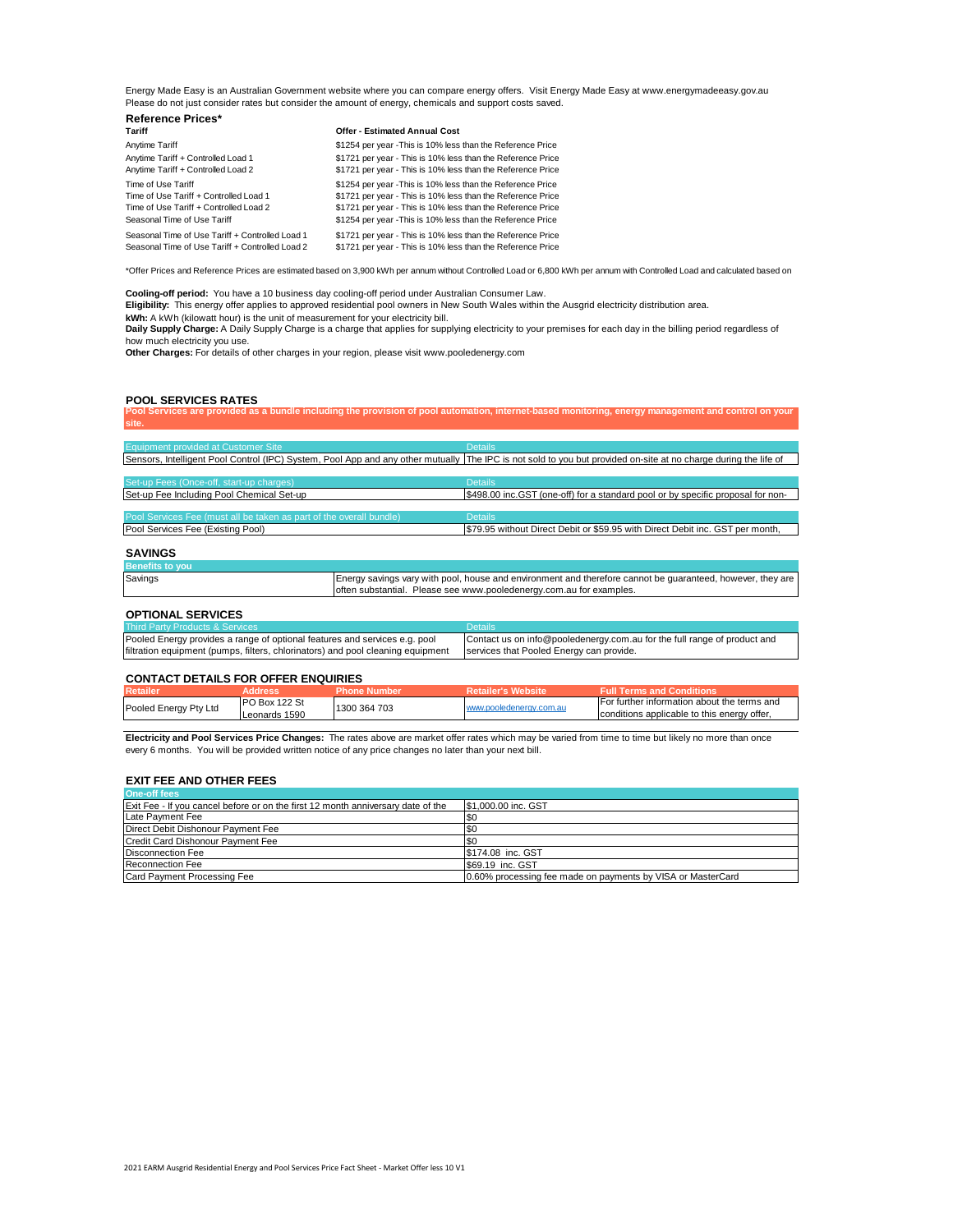Energy Made Easy is an Australian Government website where you can compare energy offers. Visit Energy Made Easy at www.energymadeeasy.gov.au
Please do not just consider rates but consider the amount of energy, chemicals and support costs saved.

**Reference Prices***

| Tariff | Offer - Estimated Annual Cost |
|---|---|
| Anytime Tariff | $1254 per year -This is 10% less than the Reference Price |
| Anytime Tariff + Controlled Load 1 | $1721 per year - This is 10% less than the Reference Price |
| Anytime Tariff + Controlled Load 2 | $1721 per year - This is 10% less than the Reference Price |
| Time of Use Tariff | $1254 per year -This is 10% less than the Reference Price |
| Time of Use Tariff + Controlled Load 1 | $1721 per year - This is 10% less than the Reference Price |
| Time of Use Tariff + Controlled Load 2 | $1721 per year - This is 10% less than the Reference Price |
| Seasonal Time of Use Tariff | $1254 per year -This is 10% less than the Reference Price |
| Seasonal Time of Use Tariff + Controlled Load 1 | $1721 per year - This is 10% less than the Reference Price |
| Seasonal Time of Use Tariff + Controlled Load 2 | $1721 per year - This is 10% less than the Reference Price |

*Offer Prices and Reference Prices are estimated based on 3,900 kWh per annum without Controlled Load or 6,800 kWh per annum with Controlled Load and calculated based on

**Cooling-off period:** You have a 10 business day cooling-off period under Australian Consumer Law.
**Eligibility:** This energy offer applies to approved residential pool owners in New South Wales within the Ausgrid electricity distribution area.
**kWh:** A kWh (kilowatt hour) is the unit of measurement for your electricity bill.
**Daily Supply Charge:** A Daily Supply Charge is a charge that applies for supplying electricity to your premises for each day in the billing period regardless of how much electricity you use.
**Other Charges:** For details of other charges in your region, please visit www.pooledenergy.com

## POOL SERVICES RATES

**Pool Services are provided as a bundle including the provision of pool automation, internet-based monitoring, energy management and control on your site.**

| Equipment provided at Customer Site | Details |
|---|---|
| Sensors, Intelligent Pool Control (IPC) System, Pool App and any other mutually | The IPC is not sold to you but provided on-site at no charge during the life of |

| Set-up Fees (Once-off, start-up charges) | Details |
|---|---|
| Set-up Fee Including Pool Chemical Set-up | $498.00 inc.GST (one-off) for a standard pool or by specific proposal for non- |

| Pool Services Fee (must all be taken as part of the overall bundle) | Details |
|---|---|
| Pool Services Fee (Existing Pool) | $79.95 without Direct Debit or $59.95 with Direct Debit inc. GST per month, |

## SAVINGS

| Benefits to you | |
|---|---|
| Savings | Energy savings vary with pool, house and environment and therefore cannot be guaranteed, however, they are often substantial. Please see www.pooledenergy.com.au for examples. |

## OPTIONAL SERVICES

| Third Party Products & Services | Details |
|---|---|
| Pooled Energy provides a range of optional features and services e.g. pool filtration equipment (pumps, filters, chlorinators) and pool cleaning equipment | Contact us on info@pooledenergy.com.au for the full range of product and services that Pooled Energy can provide. |

## CONTACT DETAILS FOR OFFER ENQUIRIES

| Retailer | Address | Phone Number | Retailer's Website | Full Terms and Conditions |
|---|---|---|---|---|
| Pooled Energy Pty Ltd | PO Box 122 St Leonards 1590 | 1300 364 703 | www.pooledenergy.com.au | For further information about the terms and conditions applicable to this energy offer, |

**Electricity and Pool Services Price Changes:** The rates above are market offer rates which may be varied from time to time but likely no more than once every 6 months. You will be provided written notice of any price changes no later than your next bill.

## EXIT FEE AND OTHER FEES

| One-off fees | |
|---|---|
| Exit Fee - If you cancel before or on the first 12 month anniversary date of the | $1,000.00 inc. GST |
| Late Payment Fee | $0 |
| Direct Debit Dishonour Payment Fee | $0 |
| Credit Card Dishonour Payment Fee | $0 |
| Disconnection Fee | $174.08 inc. GST |
| Reconnection Fee | $69.19 inc. GST |
| Card Payment Processing Fee | 0.60% processing fee made on payments by VISA or MasterCard |

2021 EARM Ausgrid Residential Energy and Pool Services Price Fact Sheet - Market Offer less 10 V1